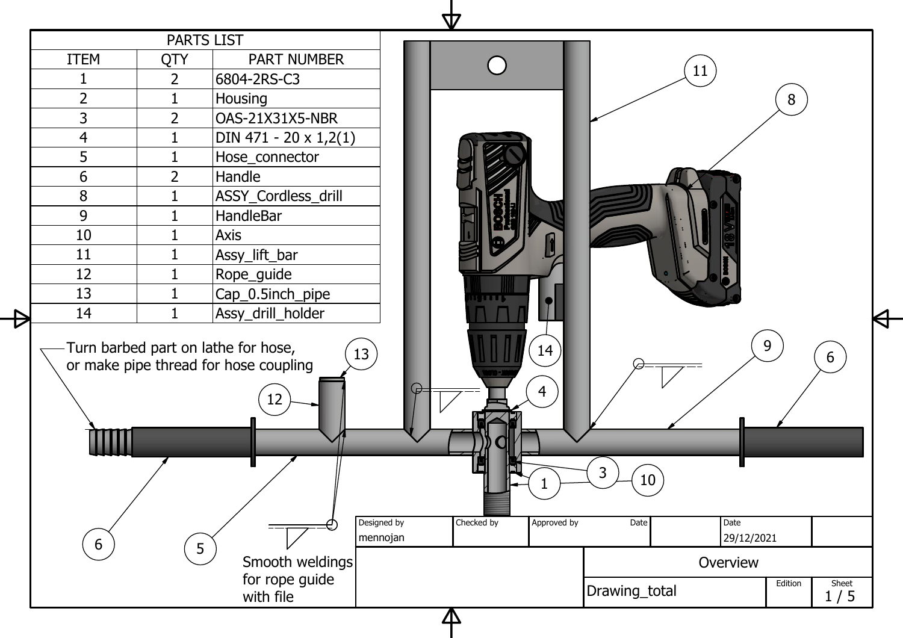| PARTS LIST | | |
|---|---|---|
| ITEM | QTY | PART NUMBER |
| 1 | 2 | 6804-2RS-C3 |
| 2 | 1 | Housing |
| 3 | 2 | OAS-21X31X5-NBR |
| 4 | 1 | DIN 471 - 20 x 1,2(1) |
| 5 | 1 | Hose_connector |
| 6 | 2 | Handle |
| 8 | 1 | ASSY_Cordless_drill |
| 9 | 1 | HandleBar |
| 10 | 1 | Axis |
| 11 | 1 | Assy_lift_bar |
| 12 | 1 | Rope_guide |
| 13 | 1 | Cap_0.5inch_pipe |
| 14 | 1 | Assy_drill_holder |

Turn barbed part on lathe for hose, or make pipe thread for hose coupling

Smooth weldings for rope guide with file

| Designed by | Checked by | Approved by | Date | Date |
|---|---|---|---|---|
| mennojan | | | | 29/12/2021 |

Overview

Drawing_total

Edition

Sheet 1 / 5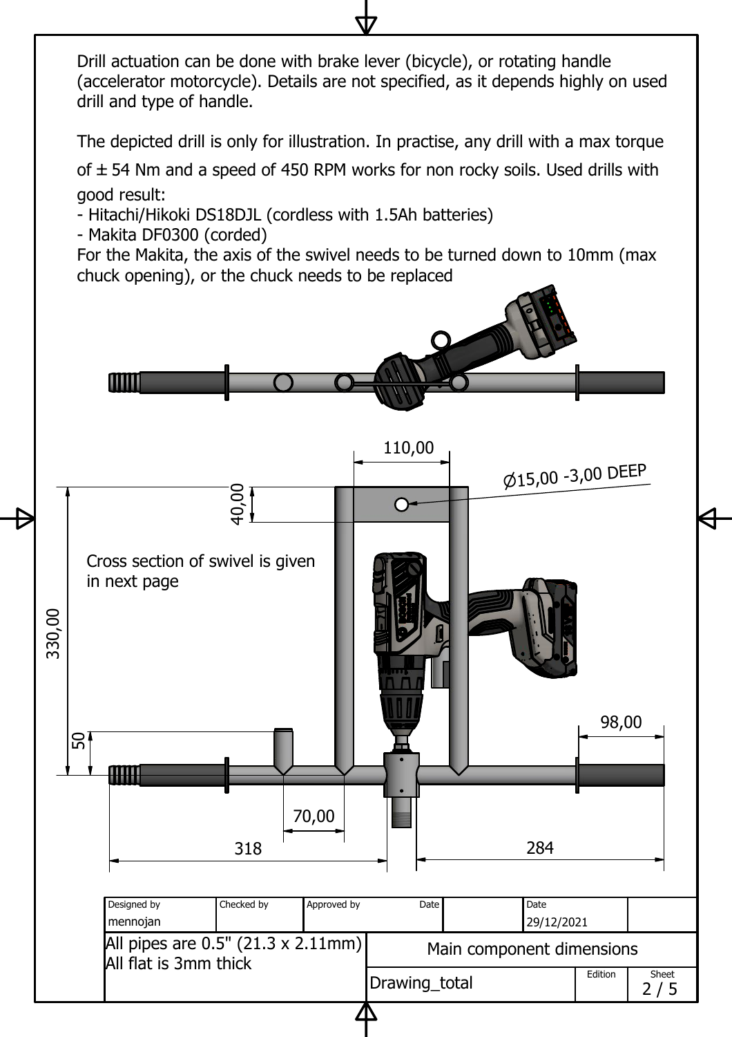Drill actuation can be done with brake lever (bicycle), or rotating handle (accelerator motorcycle). Details are not specified, as it depends highly on used drill and type of handle.

The depicted drill is only for illustration. In practise, any drill with a max torque of ± 54 Nm and a speed of 450 RPM works for non rocky soils. Used drills with good result:

- Hitachi/Hikoki DS18DJL (cordless with 1.5Ah batteries)
- Makita DF0300 (corded)

For the Makita, the axis of the swivel needs to be turned down to 10mm (max chuck opening), or the chuck needs to be replaced

110,00

Ø15,00 -3,00 DEEP

40,00

330,00

Cross section of swivel is given in next page

98,00

50

70,00

318

284

| Designed by | Checked by | Approved by | Date | Date |
|---|---|---|---|---|
| mennojan | | | | 29/12/2021 |

All pipes are 0.5" (21.3 x 2.11mm)
All flat is 3mm thick

Main component dimensions

Drawing_total

Edition

Sheet 2 / 5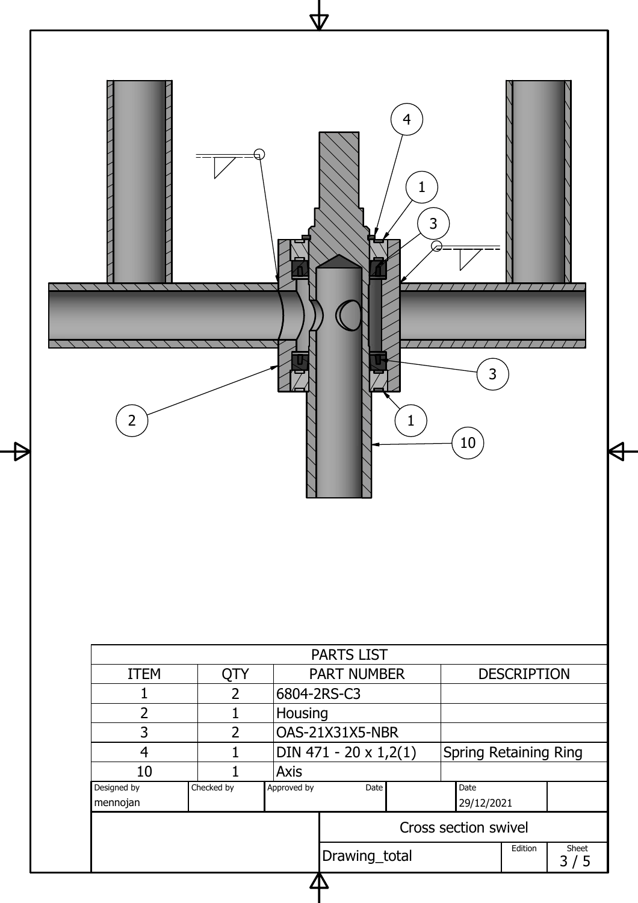| PARTS LIST | | | |
|---|---|---|---|
| ITEM | QTY | PART NUMBER | DESCRIPTION |
| 1 | 2 | 6804-2RS-C3 | |
| 2 | 1 | Housing | |
| 3 | 2 | OAS-21X31X5-NBR | |
| 4 | 1 | DIN 471 - 20 x 1,2(1) | Spring Retaining Ring |
| 10 | 1 | Axis | |

| Designed by | Checked by | Approved by | Date | Date | |
|---|---|---|---|---|---|
| mennojan | | | | 29/12/2021 | |

Cross section swivel

| Drawing_total | Edition | Sheet |
|---|---|---|
| | | 3 / 5 |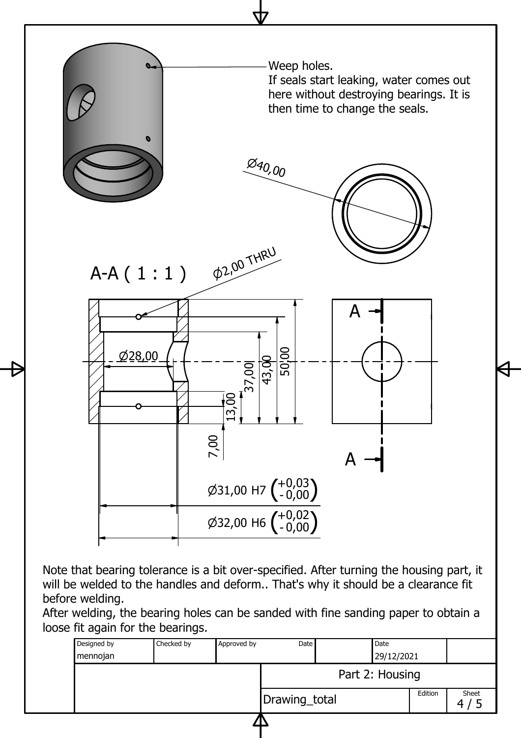Weep holes.
If seals start leaking, water comes out here without destroying bearings. It is then time to change the seals.

Ø40,00

A-A ( 1 : 1 )

Ø2,00 THRU

Ø28,00

37,00

43,00

50,00

13,00

7,00

A

A

Ø31,00 H7 $\left(^{+0,03}_{-0,00}\right)$

Ø32,00 H6 $\left(^{+0,02}_{-0,00}\right)$

Note that bearing tolerance is a bit over-specified. After turning the housing part, it will be welded to the handles and deform.. That's why it should be a clearance fit before welding.
After welding, the bearing holes can be sanded with fine sanding paper to obtain a loose fit again for the bearings.

| Designed by | Checked by | Approved by | Date | Date |
|---|---|---|---|---|
| mennojan | | | | 29/12/2021 |

| Part 2: Housing | | |
|---|---|---|
| Drawing_total | Edition | Sheet 4 / 5 |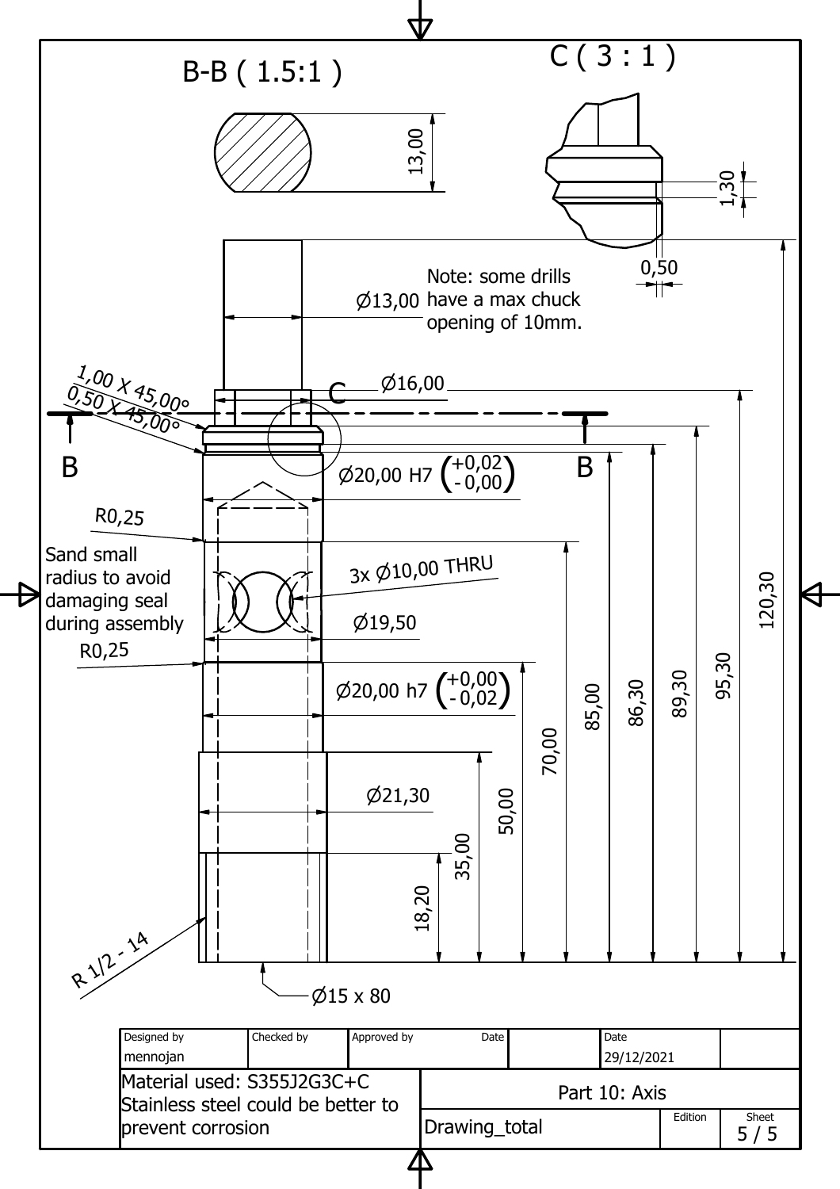B-B ( 1.5:1 )

13,00

C ( 3 : 1 )

1,30

0,50

Note: some drills have a max chuck opening of 10mm.

Ø13,00

Ø16,00

C

1,00 X 45,00°

0,50 X 45,00°

B

B

Ø20,00 H7 (+0,02 / - 0,00)

R0,25

Sand small radius to avoid damaging seal during assembly

3x Ø10,00 THRU

Ø19,50

R0,25

Ø20,00 h7 (+0,00 / - 0,02)

Ø21,30

R 1/2 - 14

Ø15 x 80

18,20

35,00

50,00

70,00

85,00

86,30

89,30

95,30

120,30

| Designed by | Checked by | Approved by | Date | Date | |
|---|---|---|---|---|---|
| mennojan | | | | 29/12/2021 | |

Material used: S355J2G3C+C
Stainless steel could be better to prevent corrosion

Part 10: Axis

Drawing_total

Edition

Sheet 5 / 5